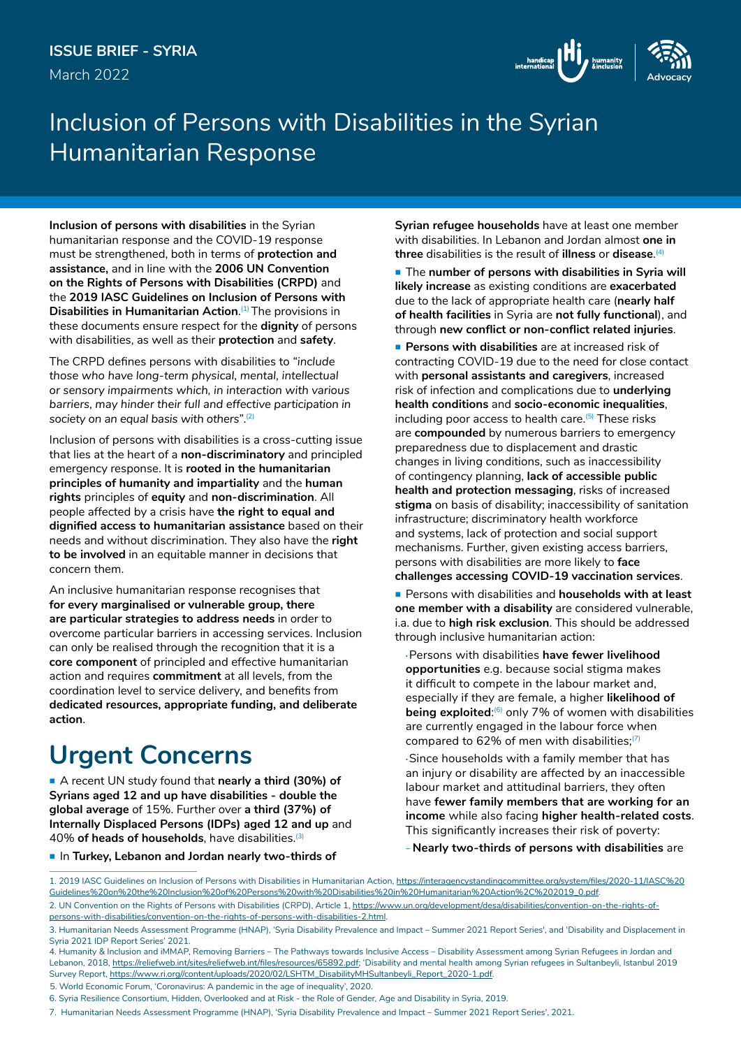ISSUE BRIEF - SYRIA

March 2022

# Inclusion of Persons with Disabilities in the Syrian Humanitarian Response

**Inclusion of persons with disabilities** in the Syrian humanitarian response and the COVID-19 response must be strengthened, both in terms of **protection and assistance,** and in line with the **2006 UN Convention on the Rights of Persons with Disabilities (CRPD)** and the **2019 IASC Guidelines on Inclusion of Persons with Disabilities in Humanitarian Action.**[1] The provisions in these documents ensure respect for the **dignity** of persons with disabilities, as well as their **protection** and **safety**.

The CRPD defines persons with disabilities to *"include those who have long-term physical, mental, intellectual or sensory impairments which, in interaction with various barriers, may hinder their full and effective participation in society on an equal basis with others"*.[2]

Inclusion of persons with disabilities is a cross-cutting issue that lies at the heart of a **non-discriminatory** and principled emergency response. It is **rooted in the humanitarian principles of humanity and impartiality** and the **human rights** principles of **equity** and **non-discrimination**. All people affected by a crisis have **the right to equal and dignified access to humanitarian assistance** based on their needs and without discrimination. They also have the **right to be involved** in an equitable manner in decisions that concern them.

An inclusive humanitarian response recognises that **for every marginalised or vulnerable group, there are particular strategies to address needs** in order to overcome particular barriers in accessing services. Inclusion can only be realised through the recognition that it is a **core component** of principled and effective humanitarian action and requires **commitment** at all levels, from the coordination level to service delivery, and benefits from **dedicated resources, appropriate funding, and deliberate action**.

## Urgent Concerns

- A recent UN study found that **nearly a third (30%) of Syrians aged 12 and up have disabilities - double the global average** of 15%. Further over **a third (37%) of Internally Displaced Persons (IDPs) aged 12 and up** and 40% **of heads of households**, have disabilities.[3]
- In **Turkey, Lebanon and Jordan nearly two-thirds of Syrian refugee households** have at least one member with disabilities. In Lebanon and Jordan almost **one in three** disabilities is the result of **illness** or **disease**.[4]
- The **number of persons with disabilities in Syria will likely increase** as existing conditions are **exacerbated** due to the lack of appropriate health care (**nearly half of health facilities** in Syria are **not fully functional**), and through **new conflict or non-conflict related injuries**.
- **Persons with disabilities** are at increased risk of contracting COVID-19 due to the need for close contact with **personal assistants and caregivers**, increased risk of infection and complications due to **underlying health conditions** and **socio-economic inequalities**, including poor access to health care.[5] These risks are **compounded** by numerous barriers to emergency preparedness due to displacement and drastic changes in living conditions, such as inaccessibility of contingency planning, **lack of accessible public health and protection messaging**, risks of increased **stigma** on basis of disability; inaccessibility of sanitation infrastructure; discriminatory health workforce and systems, lack of protection and social support mechanisms. Further, given existing access barriers, persons with disabilities are more likely to **face challenges accessing COVID-19 vaccination services**.
- Persons with disabilities and **households with at least one member with a disability** are considered vulnerable, i.e. due to **high risk exclusion**. This should be addressed through inclusive humanitarian action:
  - Persons with disabilities **have fewer livelihood opportunities** e.g. because social stigma makes it difficult to compete in the labour market and, especially if they are female, a higher **likelihood of being exploited**:[6] only 7% of women with disabilities are currently engaged in the labour force when compared to 62% of men with disabilities;[7]
  - Since households with a family member that has an injury or disability are affected by an inaccessible labour market and attitudinal barriers, they often have **fewer family members that are working for an income** while also facing **higher health-related costs**. This significantly increases their risk of poverty:
    - **Nearly two-thirds of persons with disabilities** are

---

1. 2019 IASC Guidelines on Inclusion of Persons with Disabilities in Humanitarian Action, https://interagencystandingcommittee.org/system/files/2020-11/IASC%20Guidelines%20on%20the%20Inclusion%20of%20Persons%20with%20Disabilities%20in%20Humanitarian%20Action%2C%202019_0.pdf.
2. UN Convention on the Rights of Persons with Disabilities (CRPD), Article 1, https://www.un.org/development/desa/disabilities/convention-on-the-rights-of-persons-with-disabilities/convention-on-the-rights-of-persons-with-disabilities-2.html.
3. Humanitarian Needs Assessment Programme (HNAP), 'Syria Disability Prevalence and Impact – Summer 2021 Report Series', and 'Disability and Displacement in Syria 2021 IDP Report Series' 2021.
4. Humanity & Inclusion and iMMAP, Removing Barriers – The Pathways towards Inclusive Access – Disability Assessment among Syrian Refugees in Jordan and Lebanon, 2018, https://reliefweb.int/sites/reliefweb.int/files/resources/65892.pdf; 'Disability and mental health among Syrian refugees in Sultanbeyli, Istanbul 2019 Survey Report, https://www.ri.org//content/uploads/2020/02/LSHTM_DisabilityMHSultanbeyli_Report_2020-1.pdf.
5. World Economic Forum, 'Coronavirus: A pandemic in the age of inequality', 2020.
6. Syria Resilience Consortium, Hidden, Overlooked and at Risk - the Role of Gender, Age and Disability in Syria, 2019.
7. Humanitarian Needs Assessment Programme (HNAP), 'Syria Disability Prevalence and Impact – Summer 2021 Report Series', 2021.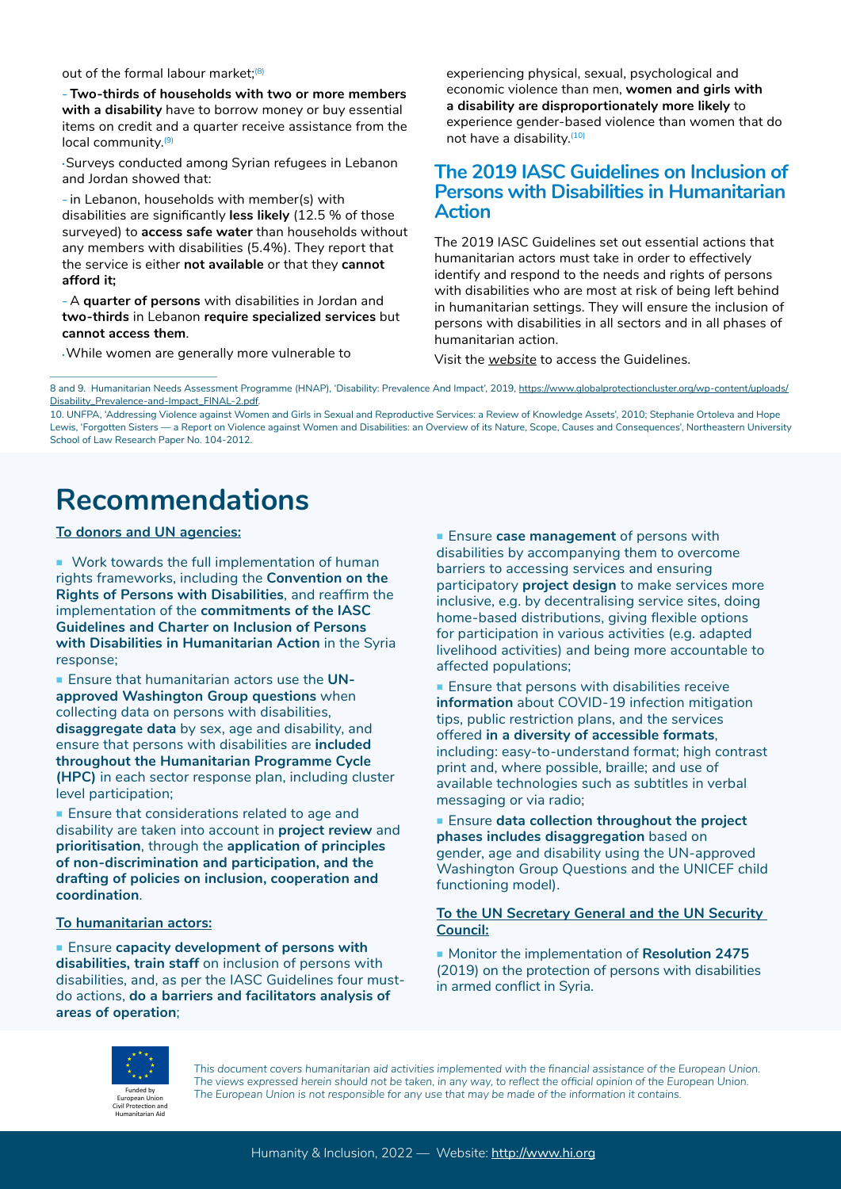out of the formal labour market;[8]

- **Two-thirds of households with two or more members with a disability** have to borrow money or buy essential items on credit and a quarter receive assistance from the local community.[9]

- Surveys conducted among Syrian refugees in Lebanon and Jordan showed that:

  - in Lebanon, households with member(s) with disabilities are significantly **less likely** (12.5 % of those surveyed) to **access safe water** than households without any members with disabilities (5.4%). They report that the service is either **not available** or that they **cannot afford it;**

  - A **quarter of persons** with disabilities in Jordan and **two-thirds** in Lebanon **require specialized services** but **cannot access them**.

- While women are generally more vulnerable to experiencing physical, sexual, psychological and economic violence than men, **women and girls with a disability are disproportionately more likely** to experience gender-based violence than women that do not have a disability.[10]

## The 2019 IASC Guidelines on Inclusion of Persons with Disabilities in Humanitarian Action

The 2019 IASC Guidelines set out essential actions that humanitarian actors must take in order to effectively identify and respond to the needs and rights of persons with disabilities who are most at risk of being left behind in humanitarian settings. They will ensure the inclusion of persons with disabilities in all sectors and in all phases of humanitarian action.

Visit the *website* to access the Guidelines.

8 and 9. Humanitarian Needs Assessment Programme (HNAP), 'Disability: Prevalence And Impact', 2019, https://www.globalprotectioncluster.org/wp-content/uploads/Disability_Prevalence-and-Impact_FINAL-2.pdf.

10. UNFPA, 'Addressing Violence against Women and Girls in Sexual and Reproductive Services: a Review of Knowledge Assets', 2010; Stephanie Ortoleva and Hope Lewis, 'Forgotten Sisters — a Report on Violence against Women and Disabilities: an Overview of its Nature, Scope, Causes and Consequences', Northeastern University School of Law Research Paper No. 104-2012.

# Recommendations

**To donors and UN agencies:**

- Work towards the full implementation of human rights frameworks, including the **Convention on the Rights of Persons with Disabilities**, and reaffirm the implementation of the **commitments of the IASC Guidelines and Charter on Inclusion of Persons with Disabilities in Humanitarian Action** in the Syria response;

- Ensure that humanitarian actors use the **UN-approved Washington Group questions** when collecting data on persons with disabilities, **disaggregate data** by sex, age and disability, and ensure that persons with disabilities are **included throughout the Humanitarian Programme Cycle (HPC)** in each sector response plan, including cluster level participation;

- Ensure that considerations related to age and disability are taken into account in **project review** and **prioritisation**, through the **application of principles of non-discrimination and participation, and the drafting of policies on inclusion, cooperation and coordination**.

**To humanitarian actors:**

- Ensure **capacity development of persons with disabilities, train staff** on inclusion of persons with disabilities, and, as per the IASC Guidelines four must-do actions, **do a barriers and facilitators analysis of areas of operation**;

- Ensure **case management** of persons with disabilities by accompanying them to overcome barriers to accessing services and ensuring participatory **project design** to make services more inclusive, e.g. by decentralising service sites, doing home-based distributions, giving flexible options for participation in various activities (e.g. adapted livelihood activities) and being more accountable to affected populations;

- Ensure that persons with disabilities receive **information** about COVID-19 infection mitigation tips, public restriction plans, and the services offered **in a diversity of accessible formats**, including: easy-to-understand format; high contrast print and, where possible, braille; and use of available technologies such as subtitles in verbal messaging or via radio;

- Ensure **data collection throughout the project phases includes disaggregation** based on gender, age and disability using the UN-approved Washington Group Questions and the UNICEF child functioning model).

**To the UN Secretary General and the UN Security Council:**

- Monitor the implementation of **Resolution 2475** (2019) on the protection of persons with disabilities in armed conflict in Syria.

Funded by European Union Civil Protection and Humanitarian Aid

*This document covers humanitarian aid activities implemented with the financial assistance of the European Union. The views expressed herein should not be taken, in any way, to reflect the official opinion of the European Union. The European Union is not responsible for any use that may be made of the information it contains.*

Humanity & Inclusion, 2022 — Website: http://www.hi.org